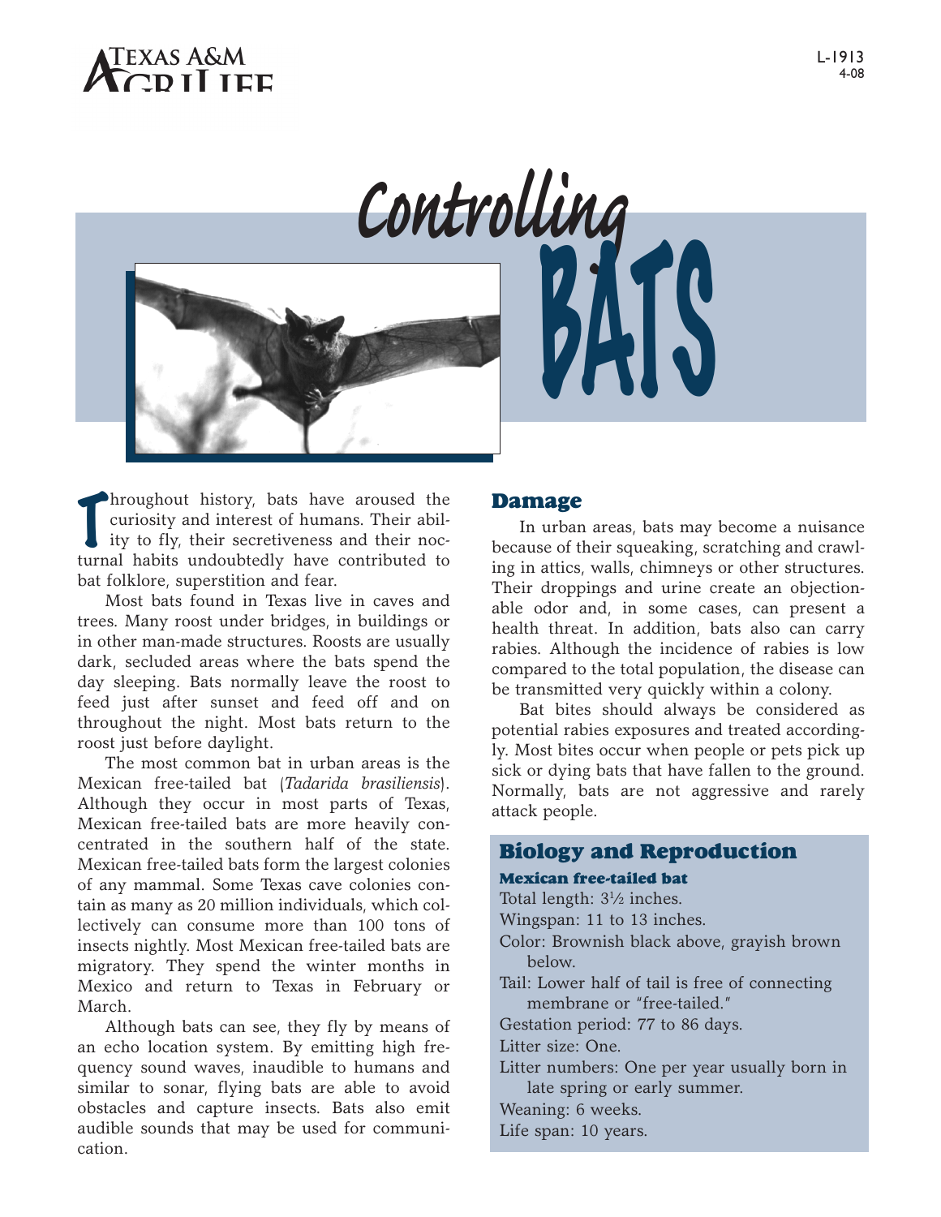# Controlling BATS

Throughout history, bats have aroused the curiosity and interest of humans. Their ability to fly, their secretiveness and their nocturnal habits undoubtedly have contributed to bat folklore, superstition and fear.

Most bats found in Texas live in caves and trees. Many roost under bridges, in buildings or in other man-made structures. Roosts are usually dark, secluded areas where the bats spend the day sleeping. Bats normally leave the roost to feed just after sunset and feed off and on throughout the night. Most bats return to the roost just before daylight.

The most common bat in urban areas is the Mexican free-tailed bat (*Tadarida brasiliensis*). Although they occur in most parts of Texas, Mexican free-tailed bats are more heavily concentrated in the southern half of the state. Mexican free-tailed bats form the largest colonies of any mammal. Some Texas cave colonies contain as many as 20 million individuals, which collectively can consume more than 100 tons of insects nightly. Most Mexican free-tailed bats are migratory. They spend the winter months in Mexico and return to Texas in February or March.

Although bats can see, they fly by means of an echo location system. By emitting high frequency sound waves, inaudible to humans and similar to sonar, flying bats are able to avoid obstacles and capture insects. Bats also emit audible sounds that may be used for communication.

## Damage

In urban areas, bats may become a nuisance because of their squeaking, scratching and crawling in attics, walls, chimneys or other structures. Their droppings and urine create an objectionable odor and, in some cases, can present a health threat. In addition, bats also can carry rabies. Although the incidence of rabies is low compared to the total population, the disease can be transmitted very quickly within a colony.

Bat bites should always be considered as potential rabies exposures and treated accordingly. Most bites occur when people or pets pick up sick or dying bats that have fallen to the ground. Normally, bats are not aggressive and rarely attack people.

## Biology and Reproduction

### Mexican free-tailed bat

Total length: 3½ inches.

Wingspan: 11 to 13 inches.

Color: Brownish black above, grayish brown below.

Tail: Lower half of tail is free of connecting membrane or "free-tailed."

Gestation period: 77 to 86 days.

Litter size: One.

Litter numbers: One per year usually born in late spring or early summer.

Weaning: 6 weeks.

Life span: 10 years.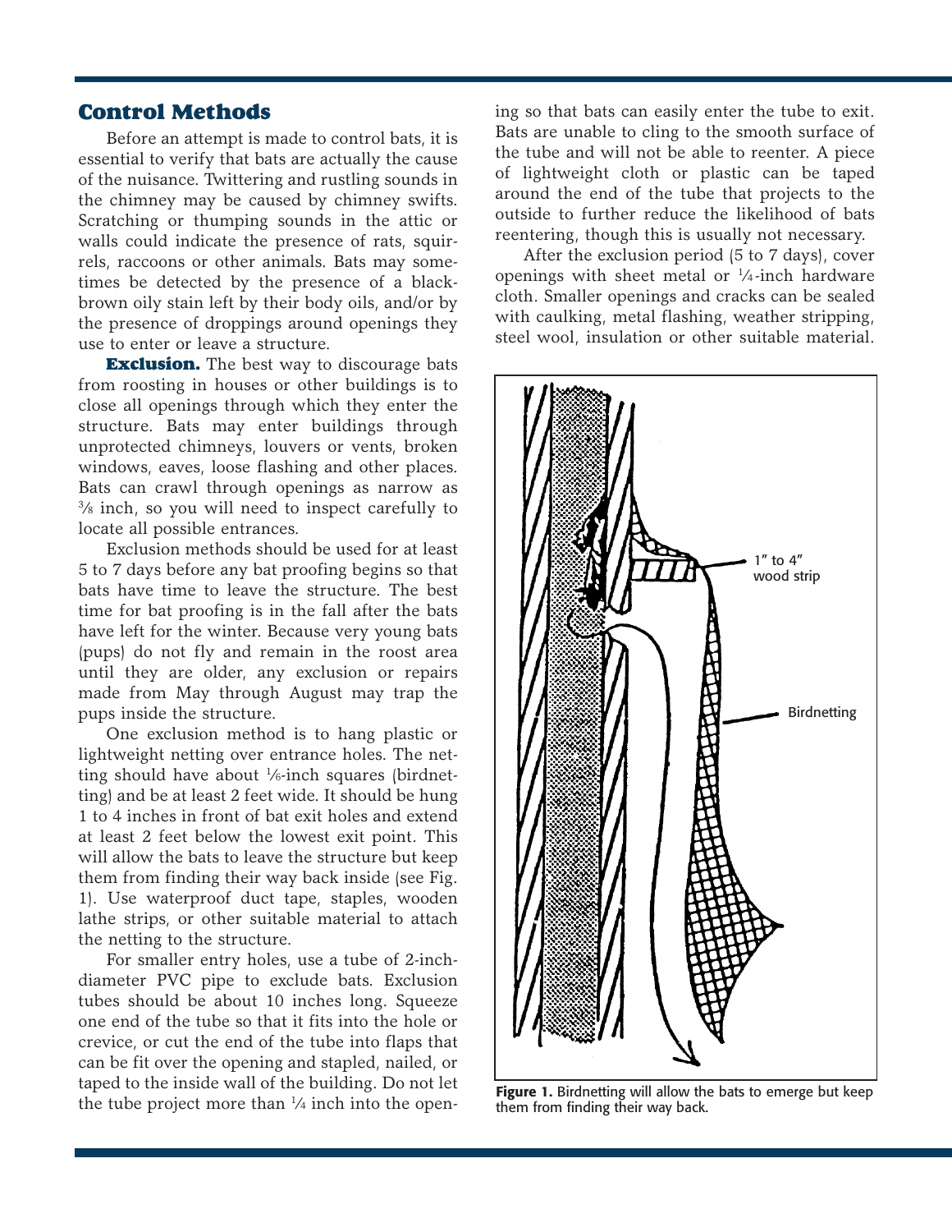## Control Methods

Before an attempt is made to control bats, it is essential to verify that bats are actually the cause of the nuisance. Twittering and rustling sounds in the chimney may be caused by chimney swifts. Scratching or thumping sounds in the attic or walls could indicate the presence of rats, squirrels, raccoons or other animals. Bats may sometimes be detected by the presence of a black-brown oily stain left by their body oils, and/or by the presence of droppings around openings they use to enter or leave a structure.

**Exclusion.** The best way to discourage bats from roosting in houses or other buildings is to close all openings through which they enter the structure. Bats may enter buildings through unprotected chimneys, louvers or vents, broken windows, eaves, loose flashing and other places. Bats can crawl through openings as narrow as ⅜ inch, so you will need to inspect carefully to locate all possible entrances.

Exclusion methods should be used for at least 5 to 7 days before any bat proofing begins so that bats have time to leave the structure. The best time for bat proofing is in the fall after the bats have left for the winter. Because very young bats (pups) do not fly and remain in the roost area until they are older, any exclusion or repairs made from May through August may trap the pups inside the structure.

One exclusion method is to hang plastic or lightweight netting over entrance holes. The netting should have about ⅙-inch squares (birdnetting) and be at least 2 feet wide. It should be hung 1 to 4 inches in front of bat exit holes and extend at least 2 feet below the lowest exit point. This will allow the bats to leave the structure but keep them from finding their way back inside (see Fig. 1). Use waterproof duct tape, staples, wooden lathe strips, or other suitable material to attach the netting to the structure.

For smaller entry holes, use a tube of 2-inch-diameter PVC pipe to exclude bats. Exclusion tubes should be about 10 inches long. Squeeze one end of the tube so that it fits into the hole or crevice, or cut the end of the tube into flaps that can be fit over the opening and stapled, nailed, or taped to the inside wall of the building. Do not let the tube project more than ¼ inch into the opening so that bats can easily enter the tube to exit. Bats are unable to cling to the smooth surface of the tube and will not be able to reenter. A piece of lightweight cloth or plastic can be taped around the end of the tube that projects to the outside to further reduce the likelihood of bats reentering, though this is usually not necessary.

After the exclusion period (5 to 7 days), cover openings with sheet metal or ¼-inch hardware cloth. Smaller openings and cracks can be sealed with caulking, metal flashing, weather stripping, steel wool, insulation or other suitable material.

1″ to 4″ wood strip

Birdnetting

**Figure 1.** Birdnetting will allow the bats to emerge but keep them from finding their way back.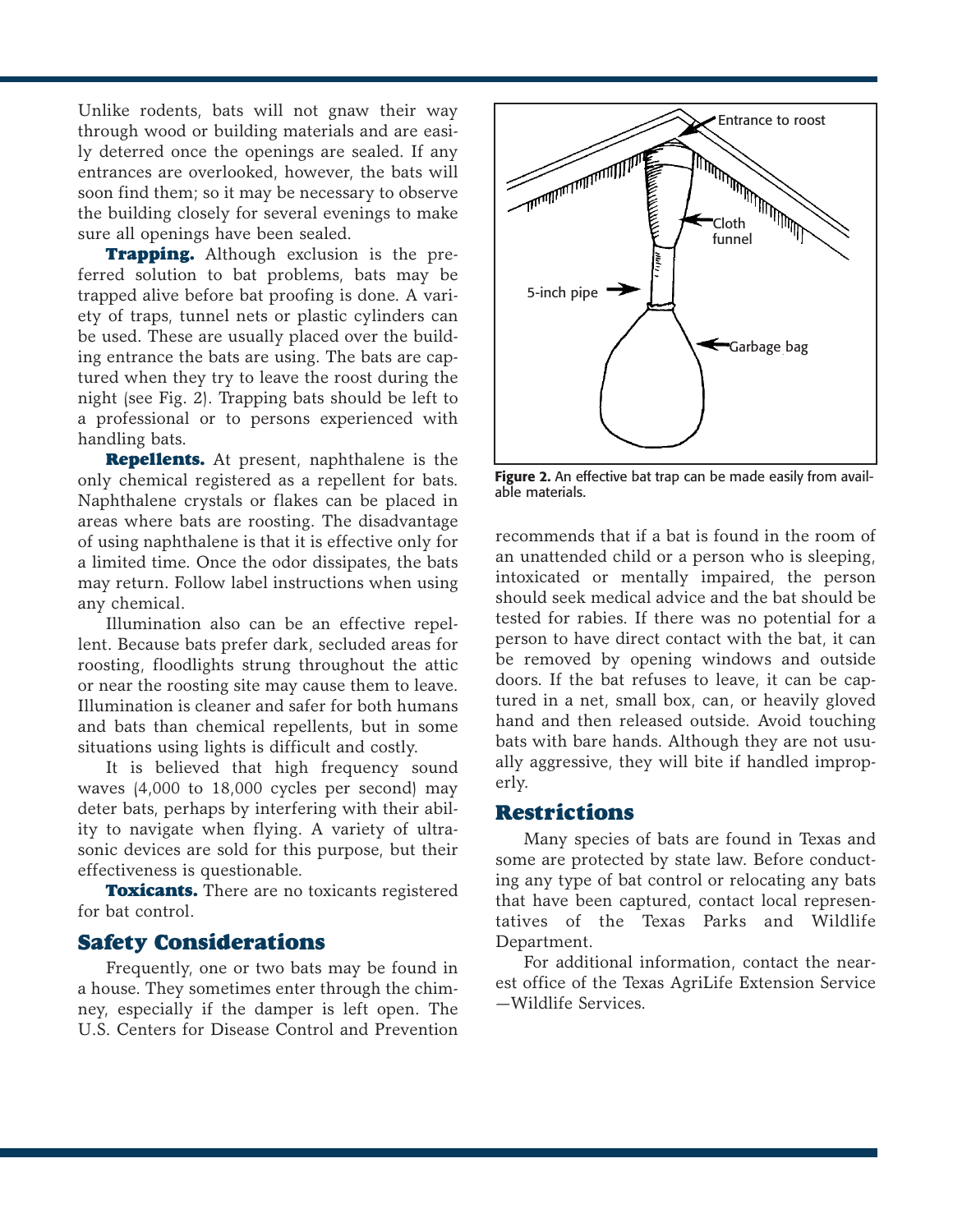Unlike rodents, bats will not gnaw their way through wood or building materials and are easily deterred once the openings are sealed. If any entrances are overlooked, however, the bats will soon find them; so it may be necessary to observe the building closely for several evenings to make sure all openings have been sealed.

**Trapping.** Although exclusion is the preferred solution to bat problems, bats may be trapped alive before bat proofing is done. A variety of traps, tunnel nets or plastic cylinders can be used. These are usually placed over the building entrance the bats are using. The bats are captured when they try to leave the roost during the night (see Fig. 2). Trapping bats should be left to a professional or to persons experienced with handling bats.

**Repellents.** At present, naphthalene is the only chemical registered as a repellent for bats. Naphthalene crystals or flakes can be placed in areas where bats are roosting. The disadvantage of using naphthalene is that it is effective only for a limited time. Once the odor dissipates, the bats may return. Follow label instructions when using any chemical.

Illumination also can be an effective repellent. Because bats prefer dark, secluded areas for roosting, floodlights strung throughout the attic or near the roosting site may cause them to leave. Illumination is cleaner and safer for both humans and bats than chemical repellents, but in some situations using lights is difficult and costly.

It is believed that high frequency sound waves (4,000 to 18,000 cycles per second) may deter bats, perhaps by interfering with their ability to navigate when flying. A variety of ultrasonic devices are sold for this purpose, but their effectiveness is questionable.

**Toxicants.** There are no toxicants registered for bat control.

## Safety Considerations

Frequently, one or two bats may be found in a house. They sometimes enter through the chimney, especially if the damper is left open. The U.S. Centers for Disease Control and Prevention recommends that if a bat is found in the room of an unattended child or a person who is sleeping, intoxicated or mentally impaired, the person should seek medical advice and the bat should be tested for rabies. If there was no potential for a person to have direct contact with the bat, it can be removed by opening windows and outside doors. If the bat refuses to leave, it can be captured in a net, small box, can, or heavily gloved hand and then released outside. Avoid touching bats with bare hands. Although they are not usually aggressive, they will bite if handled improperly.

Entrance to roost

Cloth funnel

5-inch pipe

Garbage bag

**Figure 2.** An effective bat trap can be made easily from available materials.

## Restrictions

Many species of bats are found in Texas and some are protected by state law. Before conducting any type of bat control or relocating any bats that have been captured, contact local representatives of the Texas Parks and Wildlife Department.

For additional information, contact the nearest office of the Texas AgriLife Extension Service —Wildlife Services.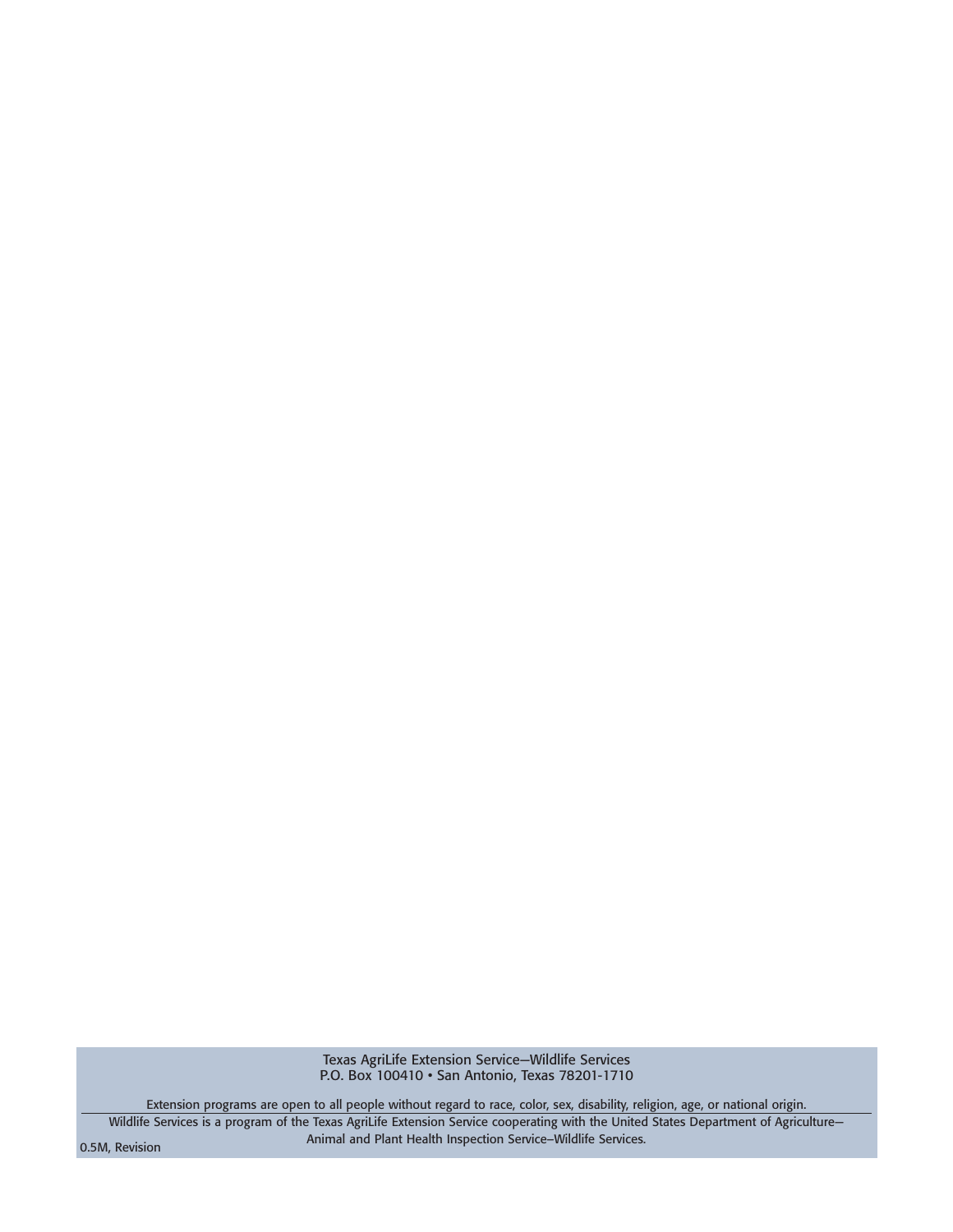Texas AgriLife Extension Service—Wildlife Services
P.O. Box 100410 • San Antonio, Texas 78201-1710

Extension programs are open to all people without regard to race, color, sex, disability, religion, age, or national origin.

Wildlife Services is a program of the Texas AgriLife Extension Service cooperating with the United States Department of Agriculture—Animal and Plant Health Inspection Service–Wildlife Services.

0.5M, Revision